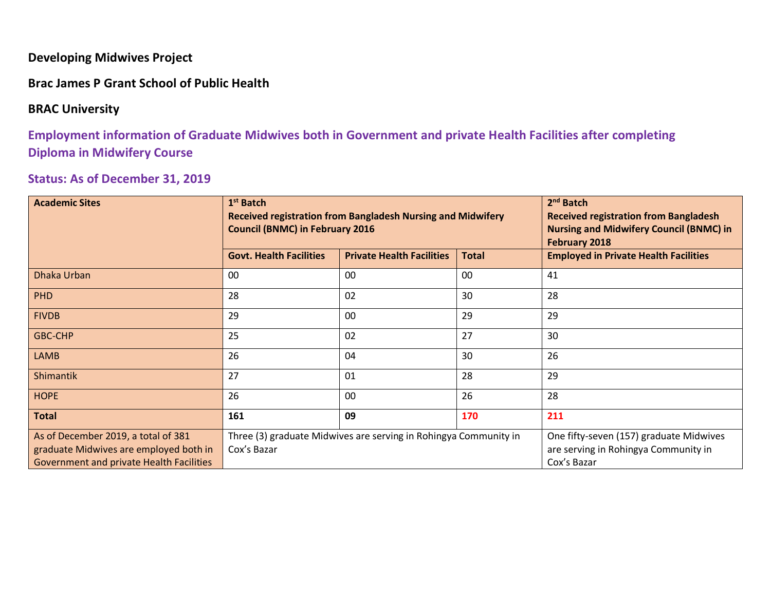**Developing Midwives Project**

**Brac James P Grant School of Public Health**

**BRAC University**

## Employment information of Graduate Midwives both in Government and private Health Facilities after completing Diploma in Midwifery Course

## Status: As of December 31, 2019

| Academic Sites | 1st Batch Received registration from Bangladesh Nursing and Midwifery Council (BNMC) in February 2016 | | | 2nd Batch Received registration from Bangladesh Nursing and Midwifery Council (BNMC) in February 2018 |
|---|---|---|---|---|
| | **Govt. Health Facilities** | **Private Health Facilities** | **Total** | **Employed in Private Health Facilities** |
| Dhaka Urban | 00 | 00 | 00 | 41 |
| PHD | 28 | 02 | 30 | 28 |
| FIVDB | 29 | 00 | 29 | 29 |
| GBC-CHP | 25 | 02 | 27 | 30 |
| LAMB | 26 | 04 | 30 | 26 |
| Shimantik | 27 | 01 | 28 | 29 |
| HOPE | 26 | 00 | 26 | 28 |
| **Total** | **161** | **09** | **170** | **211** |
| As of December 2019, a total of 381 graduate Midwives are employed both in Government and private Health Facilities | Three (3) graduate Midwives are serving in Rohingya Community in Cox's Bazar | | | One fifty-seven (157) graduate Midwives are serving in Rohingya Community in Cox's Bazar |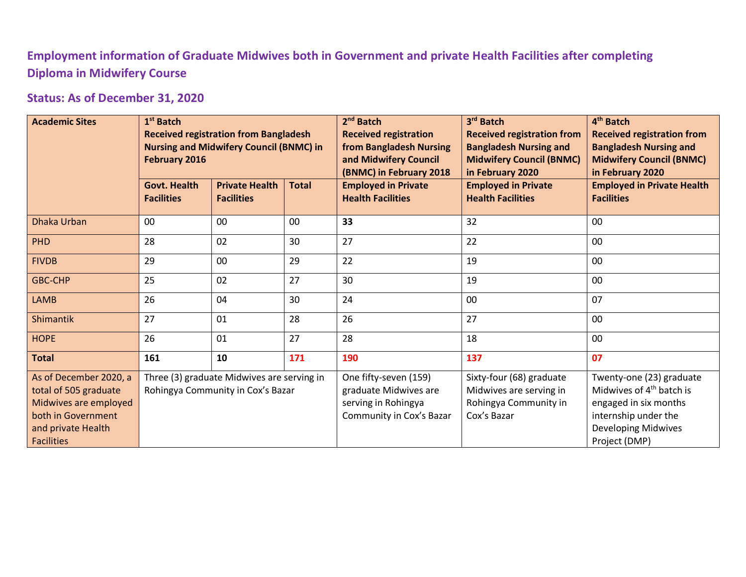## Employment information of Graduate Midwives both in Government and private Health Facilities after completing Diploma in Midwifery Course

## Status: As of December 31, 2020

| Academic Sites | 1st Batch Received registration from Bangladesh Nursing and Midwifery Council (BNMC) in February 2016 | | | 2nd Batch Received registration from Bangladesh Nursing and Midwifery Council (BNMC) in February 2018 | 3rd Batch Received registration from Bangladesh Nursing and Midwifery Council (BNMC) in February 2020 | 4th Batch Received registration from Bangladesh Nursing and Midwifery Council (BNMC) in February 2020 |
|---|---|---|---|---|---|---|
| | **Govt. Health Facilities** | **Private Health Facilities** | **Total** | **Employed in Private Health Facilities** | **Employed in Private Health Facilities** | **Employed in Private Health Facilities** |
| Dhaka Urban | 00 | 00 | 00 | **33** | 32 | 00 |
| PHD | 28 | 02 | 30 | 27 | 22 | 00 |
| FIVDB | 29 | 00 | 29 | 22 | 19 | 00 |
| GBC-CHP | 25 | 02 | 27 | 30 | 19 | 00 |
| LAMB | 26 | 04 | 30 | 24 | 00 | 07 |
| Shimantik | 27 | 01 | 28 | 26 | 27 | 00 |
| HOPE | 26 | 01 | 27 | 28 | 18 | 00 |
| **Total** | **161** | **10** | **171** | **190** | **137** | **07** |
| As of December 2020, a total of 505 graduate Midwives are employed both in Government and private Health Facilities | Three (3) graduate Midwives are serving in Rohingya Community in Cox's Bazar | | | One fifty-seven (159) graduate Midwives are serving in Rohingya Community in Cox's Bazar | Sixty-four (68) graduate Midwives are serving in Rohingya Community in Cox's Bazar | Twenty-one (23) graduate Midwives of 4th batch is engaged in six months internship under the Developing Midwives Project (DMP) |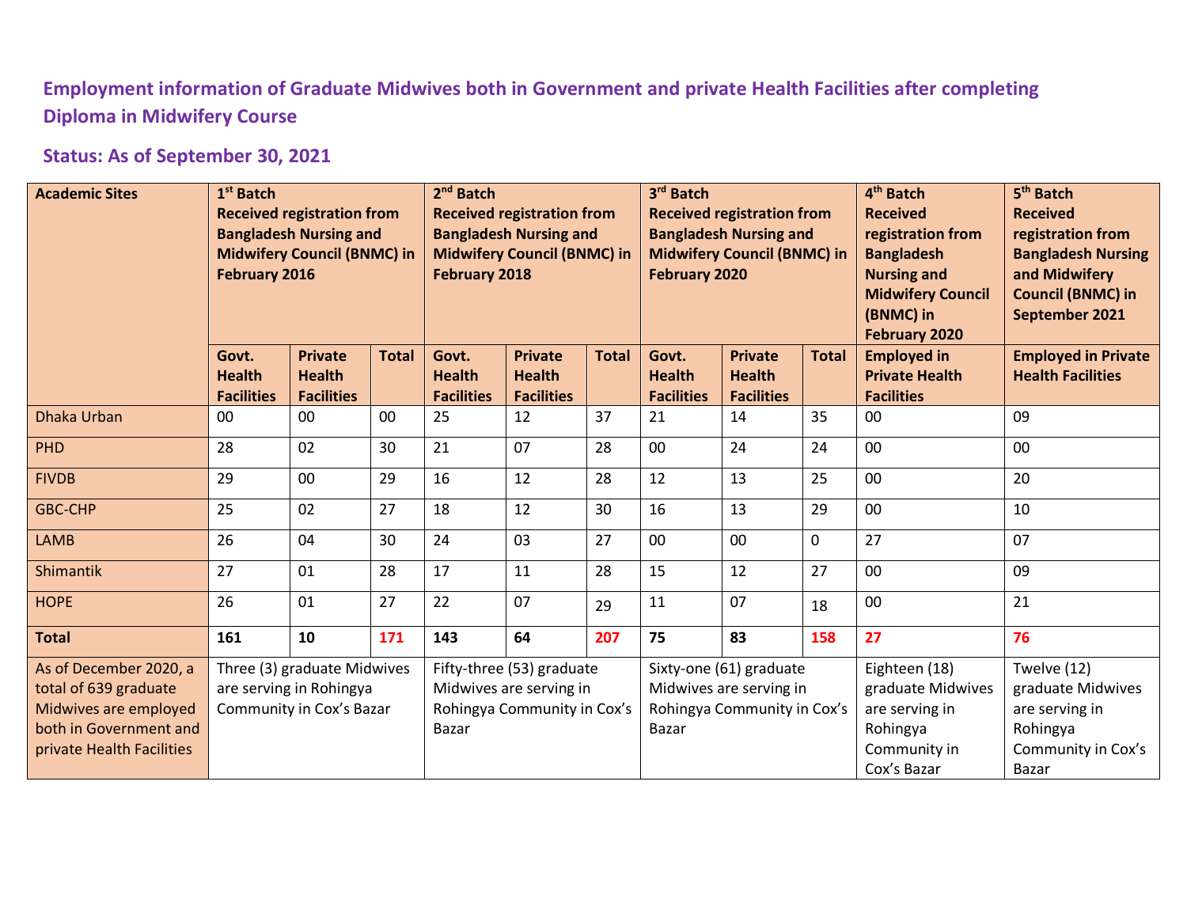## Employment information of Graduate Midwives both in Government and private Health Facilities after completing Diploma in Midwifery Course

## Status: As of September 30, 2021

| Academic Sites | 1st Batch Received registration from Bangladesh Nursing and Midwifery Council (BNMC) in February 2016 | | | 2nd Batch Received registration from Bangladesh Nursing and Midwifery Council (BNMC) in February 2018 | | | 3rd Batch Received registration from Bangladesh Nursing and Midwifery Council (BNMC) in February 2020 | | | 4th Batch Received registration from Bangladesh Nursing and Midwifery Council (BNMC) in February 2020 | 5th Batch Received registration from Bangladesh Nursing and Midwifery Council (BNMC) in September 2021 |
|---|---|---|---|---|---|---|---|---|---|---|---|
| | Govt. Health Facilities | Private Health Facilities | Total | Govt. Health Facilities | Private Health Facilities | Total | Govt. Health Facilities | Private Health Facilities | Total | Employed in Private Health Facilities | Employed in Private Health Facilities |
| Dhaka Urban | 00 | 00 | 00 | 25 | 12 | 37 | 21 | 14 | 35 | 00 | 09 |
| PHD | 28 | 02 | 30 | 21 | 07 | 28 | 00 | 24 | 24 | 00 | 00 |
| FIVDB | 29 | 00 | 29 | 16 | 12 | 28 | 12 | 13 | 25 | 00 | 20 |
| GBC-CHP | 25 | 02 | 27 | 18 | 12 | 30 | 16 | 13 | 29 | 00 | 10 |
| LAMB | 26 | 04 | 30 | 24 | 03 | 27 | 00 | 00 | 0 | 27 | 07 |
| Shimantik | 27 | 01 | 28 | 17 | 11 | 28 | 15 | 12 | 27 | 00 | 09 |
| HOPE | 26 | 01 | 27 | 22 | 07 | 29 | 11 | 07 | 18 | 00 | 21 |
| **Total** | **161** | **10** | **171** | **143** | **64** | **207** | **75** | **83** | **158** | **27** | **76** |
| As of December 2020, a total of 639 graduate Midwives are employed both in Government and private Health Facilities | Three (3) graduate Midwives are serving in Rohingya Community in Cox's Bazar | | | Fifty-three (53) graduate Midwives are serving in Rohingya Community in Cox's Bazar | | | Sixty-one (61) graduate Midwives are serving in Rohingya Community in Cox's Bazar | | | Eighteen (18) graduate Midwives are serving in Rohingya Community in Cox's Bazar | Twelve (12) graduate Midwives are serving in Rohingya Community in Cox's Bazar |